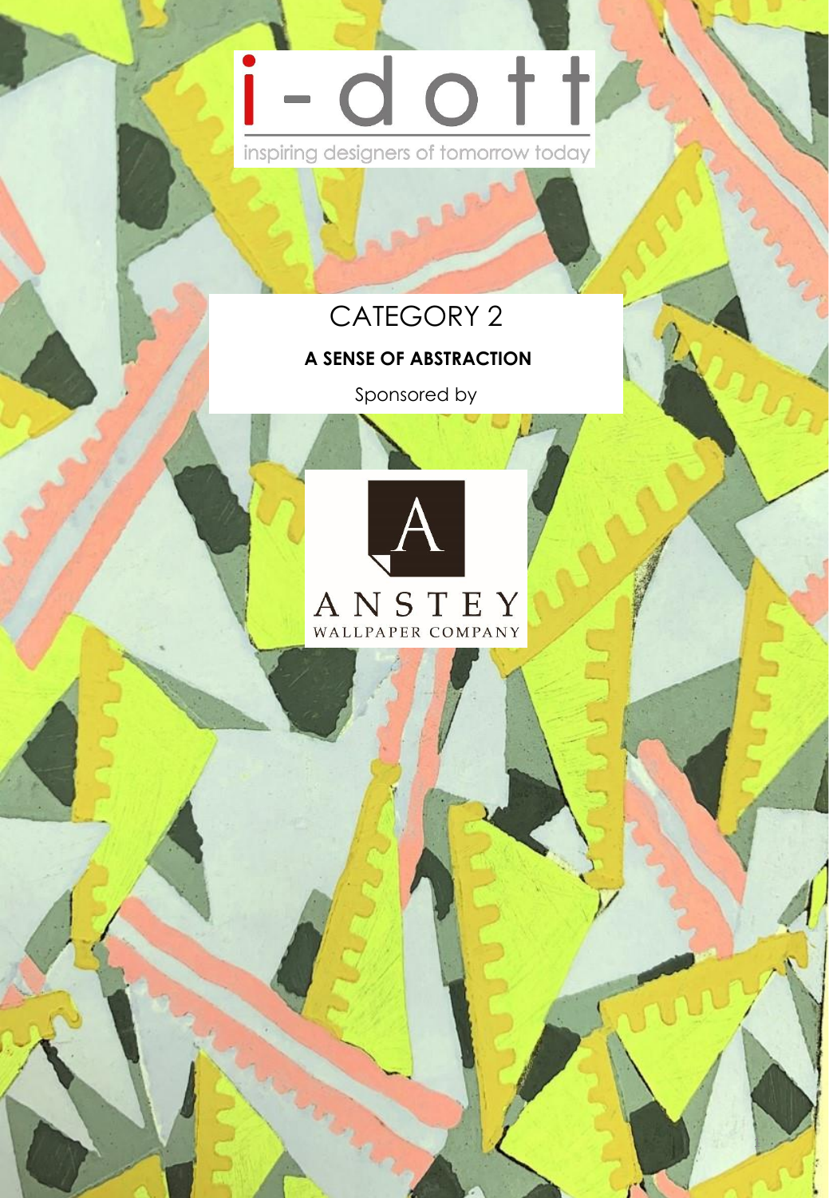# i-dott

inspiring designers of tomorrow today

## CATEGORY 2

**A SENSE OF ABSTRACTION**

Sponsored by

ANSTEY
WALLPAPER COMPANY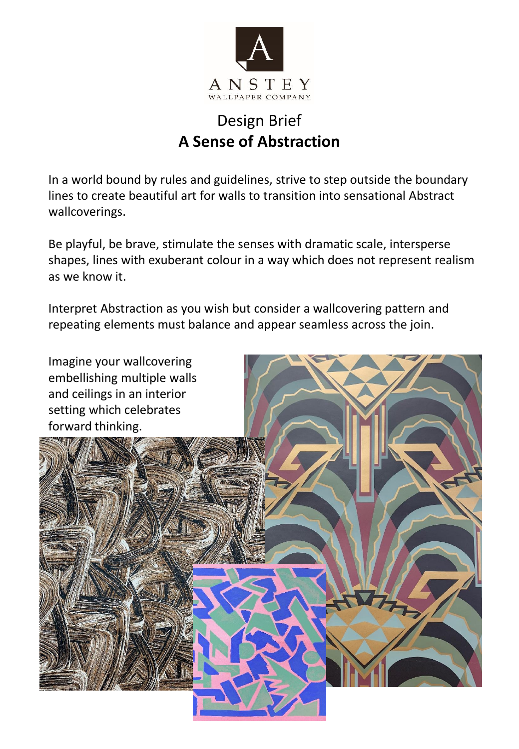ANSTEY
WALLPAPER COMPANY

# Design Brief
## **A Sense of Abstraction**

In a world bound by rules and guidelines, strive to step outside the boundary lines to create beautiful art for walls to transition into sensational Abstract wallcoverings.

Be playful, be brave, stimulate the senses with dramatic scale, intersperse shapes, lines with exuberant colour in a way which does not represent realism as we know it.

Interpret Abstraction as you wish but consider a wallcovering pattern and repeating elements must balance and appear seamless across the join.

Imagine your wallcovering embellishing multiple walls and ceilings in an interior setting which celebrates forward thinking.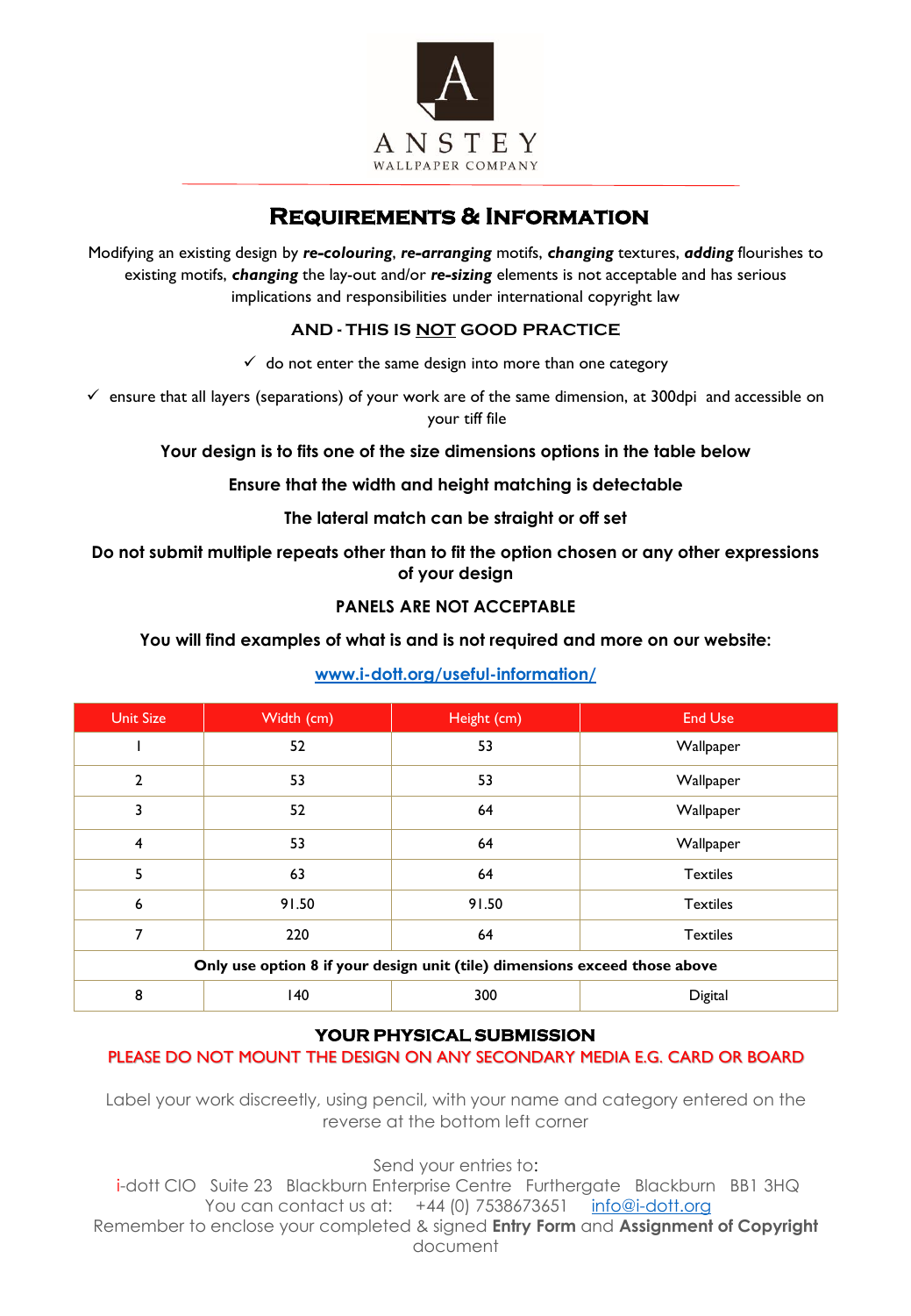ANSTEY
WALLPAPER COMPANY

# Requirements & Information

Modifying an existing design by ***re-colouring***, ***re-arranging*** motifs, ***changing*** textures, ***adding*** flourishes to existing motifs, ***changing*** the lay-out and/or ***re-sizing*** elements is not acceptable and has serious implications and responsibilities under international copyright law

**AND - THIS IS NOT GOOD PRACTICE**

- ✓ do not enter the same design into more than one category
- ✓ ensure that all layers (separations) of your work are of the same dimension, at 300dpi and accessible on your tiff file

**Your design is to fits one of the size dimensions options in the table below**

**Ensure that the width and height matching is detectable**

**The lateral match can be straight or off set**

**Do not submit multiple repeats other than to fit the option chosen or any other expressions of your design**

**PANELS ARE NOT ACCEPTABLE**

**You will find examples of what is and is not required and more on our website:**

**www.i-dott.org/useful-information/**

| Unit Size | Width (cm) | Height (cm) | End Use |
|---|---|---|---|
| 1 | 52 | 53 | Wallpaper |
| 2 | 53 | 53 | Wallpaper |
| 3 | 52 | 64 | Wallpaper |
| 4 | 53 | 64 | Wallpaper |
| 5 | 63 | 64 | Textiles |
| 6 | 91.50 | 91.50 | Textiles |
| 7 | 220 | 64 | Textiles |
| **Only use option 8 if your design unit (tile) dimensions exceed those above** | | | |
| 8 | 140 | 300 | Digital |

**YOUR PHYSICAL SUBMISSION**

PLEASE DO NOT MOUNT THE DESIGN ON ANY SECONDARY MEDIA E.G. CARD OR BOARD

Label your work discreetly, using pencil, with your name and category entered on the reverse at the bottom left corner

Send your entries to:
i-dott CIO Suite 23 Blackburn Enterprise Centre Furthergate Blackburn BB1 3HQ
You can contact us at: +44 (0) 7538673651 info@i-dott.org
Remember to enclose your completed & signed **Entry Form** and **Assignment of Copyright** document